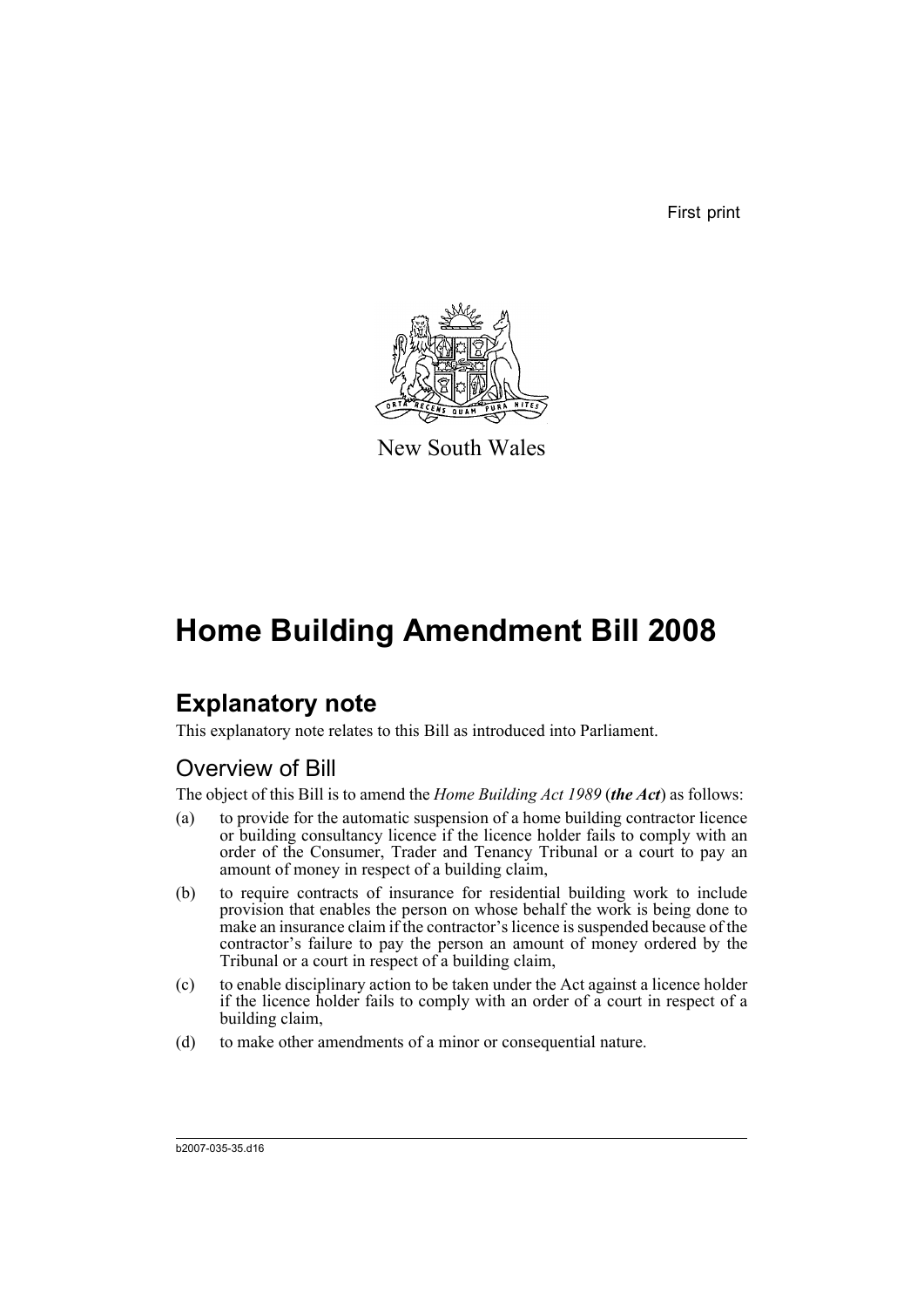First print

New South Wales

# Home Building Amendment Bill 2008

## Explanatory note

This explanatory note relates to this Bill as introduced into Parliament.

### Overview of Bill

The object of this Bill is to amend the *Home Building Act 1989* (***the Act***) as follows:

(a) to provide for the automatic suspension of a home building contractor licence or building consultancy licence if the licence holder fails to comply with an order of the Consumer, Trader and Tenancy Tribunal or a court to pay an amount of money in respect of a building claim,

(b) to require contracts of insurance for residential building work to include provision that enables the person on whose behalf the work is being done to make an insurance claim if the contractor's licence is suspended because of the contractor's failure to pay the person an amount of money ordered by the Tribunal or a court in respect of a building claim,

(c) to enable disciplinary action to be taken under the Act against a licence holder if the licence holder fails to comply with an order of a court in respect of a building claim,

(d) to make other amendments of a minor or consequential nature.

b2007-035-35.d16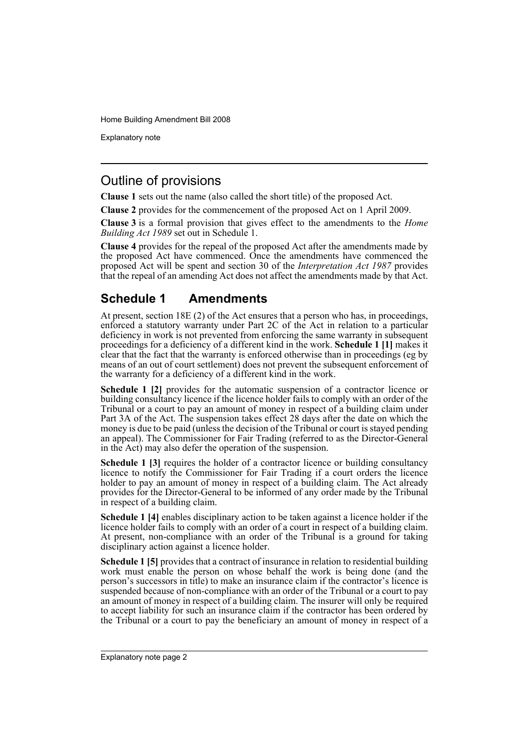## Outline of provisions

**Clause 1** sets out the name (also called the short title) of the proposed Act.

**Clause 2** provides for the commencement of the proposed Act on 1 April 2009.

**Clause 3** is a formal provision that gives effect to the amendments to the *Home Building Act 1989* set out in Schedule 1.

**Clause 4** provides for the repeal of the proposed Act after the amendments made by the proposed Act have commenced. Once the amendments have commenced the proposed Act will be spent and section 30 of the *Interpretation Act 1987* provides that the repeal of an amending Act does not affect the amendments made by that Act.

## Schedule 1 Amendments

At present, section 18E (2) of the Act ensures that a person who has, in proceedings, enforced a statutory warranty under Part 2C of the Act in relation to a particular deficiency in work is not prevented from enforcing the same warranty in subsequent proceedings for a deficiency of a different kind in the work. **Schedule 1 [1]** makes it clear that the fact that the warranty is enforced otherwise than in proceedings (eg by means of an out of court settlement) does not prevent the subsequent enforcement of the warranty for a deficiency of a different kind in the work.

**Schedule 1 [2]** provides for the automatic suspension of a contractor licence or building consultancy licence if the licence holder fails to comply with an order of the Tribunal or a court to pay an amount of money in respect of a building claim under Part 3A of the Act. The suspension takes effect 28 days after the date on which the money is due to be paid (unless the decision of the Tribunal or court is stayed pending an appeal). The Commissioner for Fair Trading (referred to as the Director-General in the Act) may also defer the operation of the suspension.

**Schedule 1 [3]** requires the holder of a contractor licence or building consultancy licence to notify the Commissioner for Fair Trading if a court orders the licence holder to pay an amount of money in respect of a building claim. The Act already provides for the Director-General to be informed of any order made by the Tribunal in respect of a building claim.

**Schedule 1 [4]** enables disciplinary action to be taken against a licence holder if the licence holder fails to comply with an order of a court in respect of a building claim. At present, non-compliance with an order of the Tribunal is a ground for taking disciplinary action against a licence holder.

**Schedule 1 [5]** provides that a contract of insurance in relation to residential building work must enable the person on whose behalf the work is being done (and the person's successors in title) to make an insurance claim if the contractor's licence is suspended because of non-compliance with an order of the Tribunal or a court to pay an amount of money in respect of a building claim. The insurer will only be required to accept liability for such an insurance claim if the contractor has been ordered by the Tribunal or a court to pay the beneficiary an amount of money in respect of a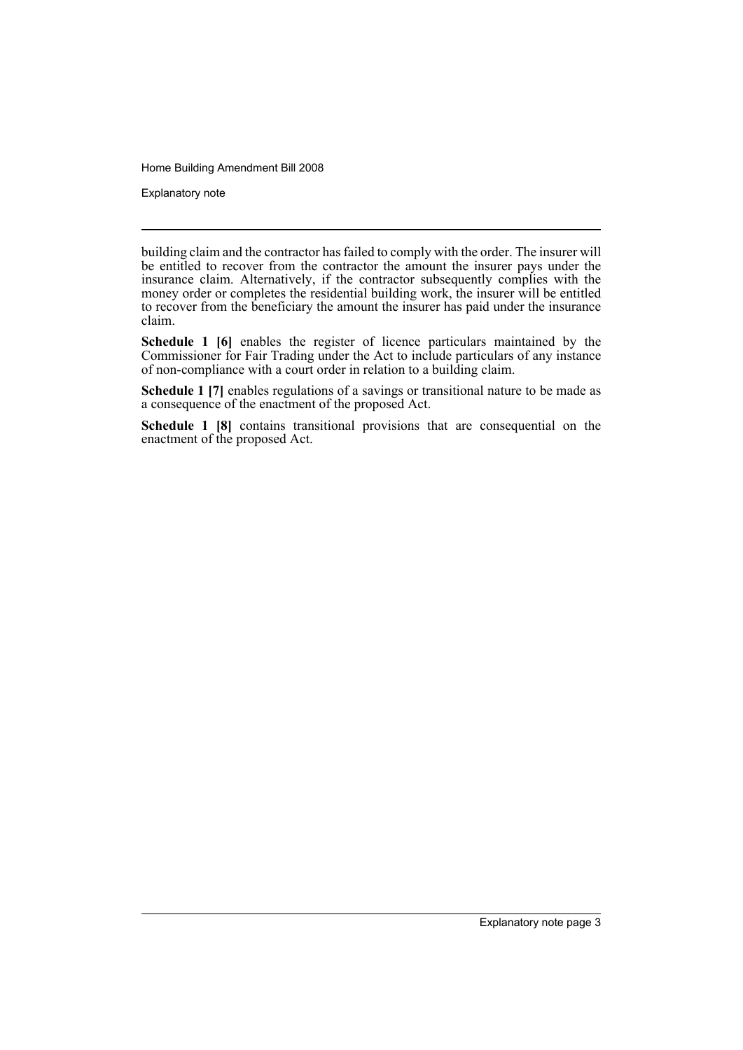building claim and the contractor has failed to comply with the order. The insurer will be entitled to recover from the contractor the amount the insurer pays under the insurance claim. Alternatively, if the contractor subsequently complies with the money order or completes the residential building work, the insurer will be entitled to recover from the beneficiary the amount the insurer has paid under the insurance claim.

**Schedule 1 [6]** enables the register of licence particulars maintained by the Commissioner for Fair Trading under the Act to include particulars of any instance of non-compliance with a court order in relation to a building claim.

**Schedule 1 [7]** enables regulations of a savings or transitional nature to be made as a consequence of the enactment of the proposed Act.

**Schedule 1 [8]** contains transitional provisions that are consequential on the enactment of the proposed Act.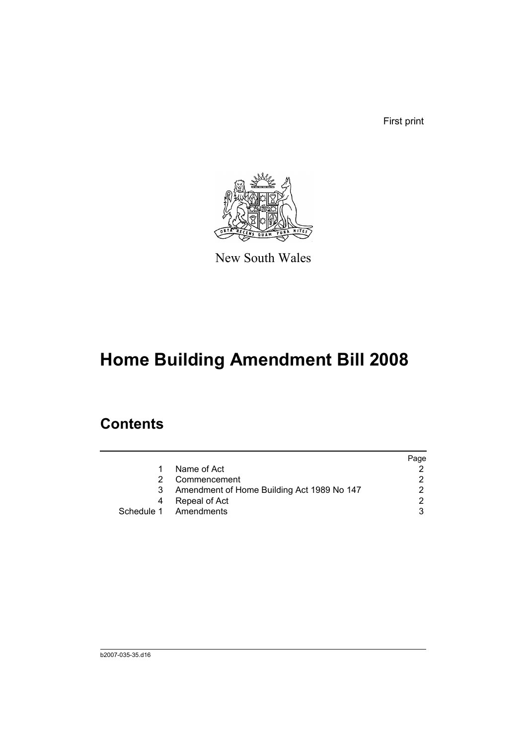First print

New South Wales

# Home Building Amendment Bill 2008

## Contents

| | | Page |
|---|---|---|
| 1 | Name of Act | 2 |
| 2 | Commencement | 2 |
| 3 | Amendment of Home Building Act 1989 No 147 | 2 |
| 4 | Repeal of Act | 2 |
| Schedule 1 | Amendments | 3 |

b2007-035-35.d16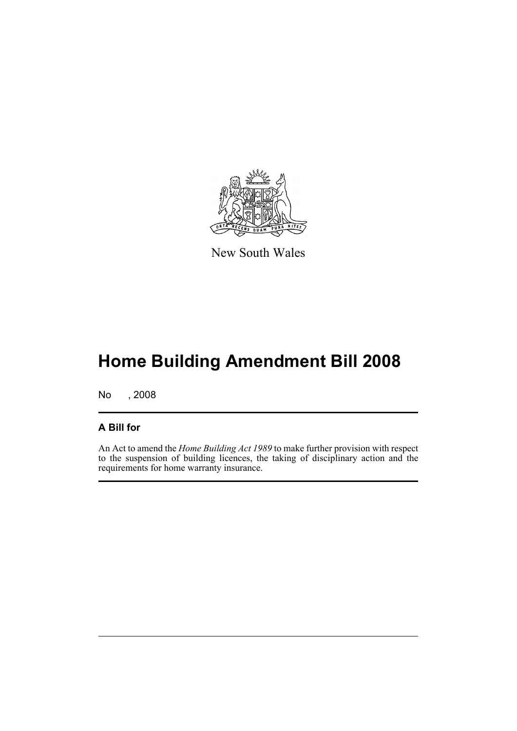New South Wales

# Home Building Amendment Bill 2008

No , 2008

## A Bill for

An Act to amend the *Home Building Act 1989* to make further provision with respect to the suspension of building licences, the taking of disciplinary action and the requirements for home warranty insurance.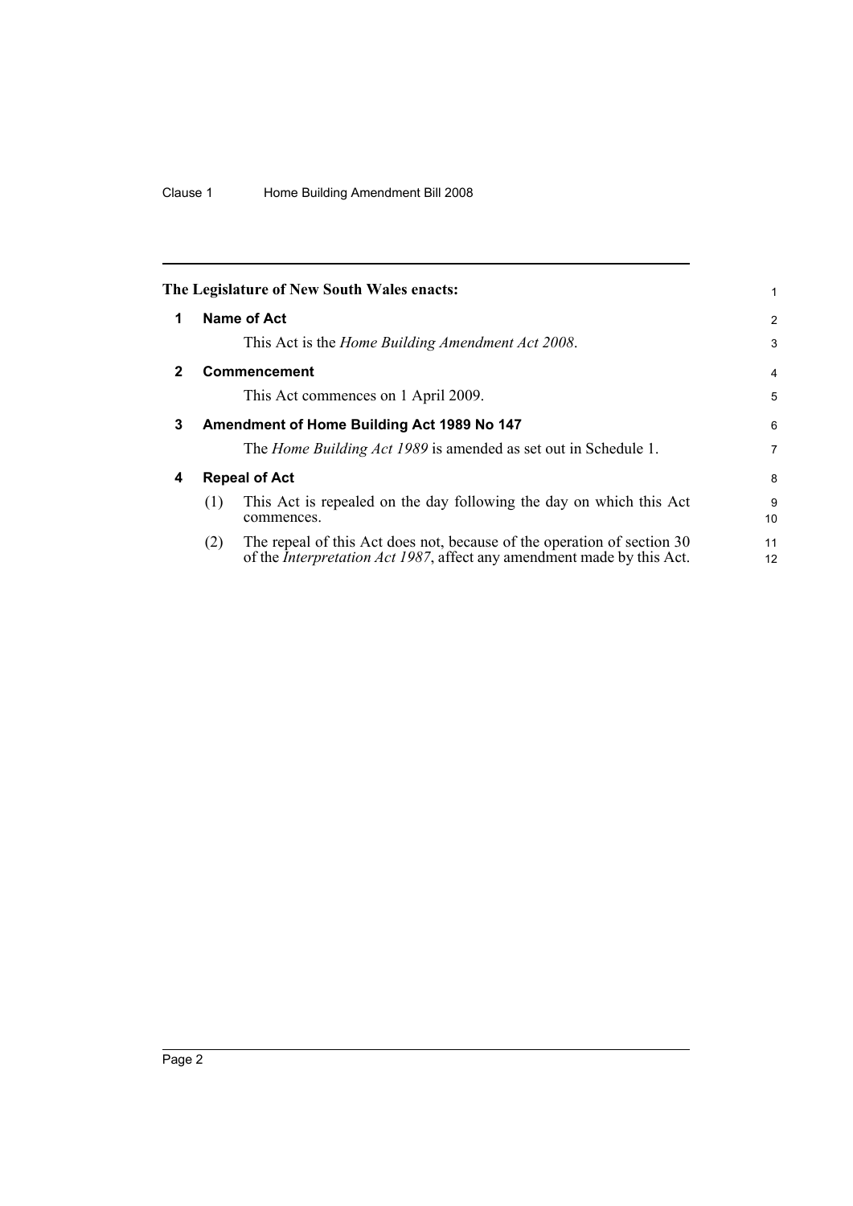The Legislature of New South Wales enacts:

## 1 Name of Act

This Act is the *Home Building Amendment Act 2008*.

## 2 Commencement

This Act commences on 1 April 2009.

## 3 Amendment of Home Building Act 1989 No 147

The *Home Building Act 1989* is amended as set out in Schedule 1.

## 4 Repeal of Act

(1) This Act is repealed on the day following the day on which this Act commences.

(2) The repeal of this Act does not, because of the operation of section 30 of the *Interpretation Act 1987*, affect any amendment made by this Act.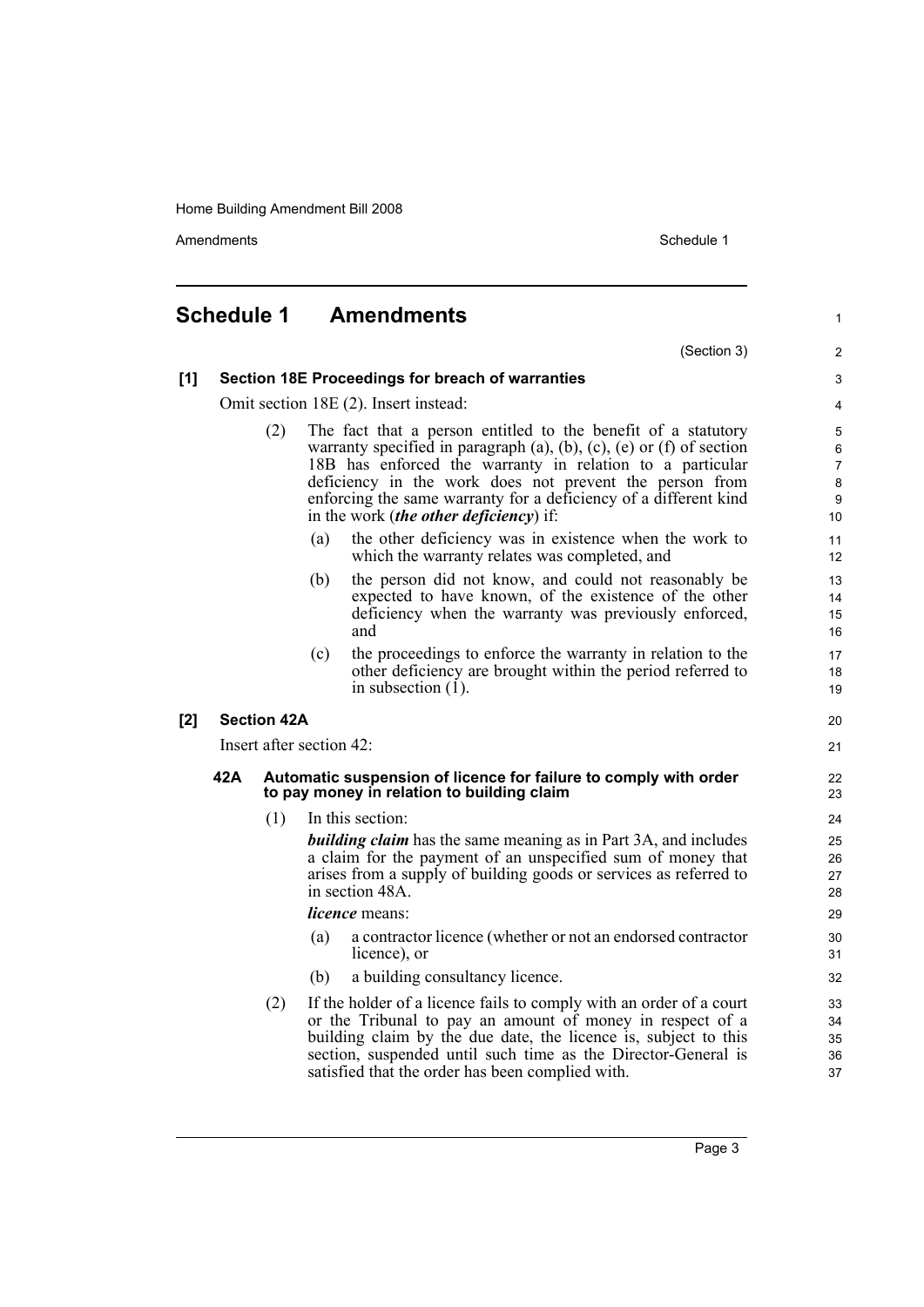## Schedule 1 Amendments

(Section 3)

**[1] Section 18E Proceedings for breach of warranties**

Omit section 18E (2). Insert instead:

(2) The fact that a person entitled to the benefit of a statutory warranty specified in paragraph (a), (b), (c), (e) or (f) of section 18B has enforced the warranty in relation to a particular deficiency in the work does not prevent the person from enforcing the same warranty for a deficiency of a different kind in the work (***the other deficiency***) if:

(a) the other deficiency was in existence when the work to which the warranty relates was completed, and

(b) the person did not know, and could not reasonably be expected to have known, of the existence of the other deficiency when the warranty was previously enforced, and

(c) the proceedings to enforce the warranty in relation to the other deficiency are brought within the period referred to in subsection (1).

**[2] Section 42A**

Insert after section 42:

**42A Automatic suspension of licence for failure to comply with order to pay money in relation to building claim**

(1) In this section:

***building claim*** has the same meaning as in Part 3A, and includes a claim for the payment of an unspecified sum of money that arises from a supply of building goods or services as referred to in section 48A.

***licence*** means:

(a) a contractor licence (whether or not an endorsed contractor licence), or

(b) a building consultancy licence.

(2) If the holder of a licence fails to comply with an order of a court or the Tribunal to pay an amount of money in respect of a building claim by the due date, the licence is, subject to this section, suspended until such time as the Director-General is satisfied that the order has been complied with.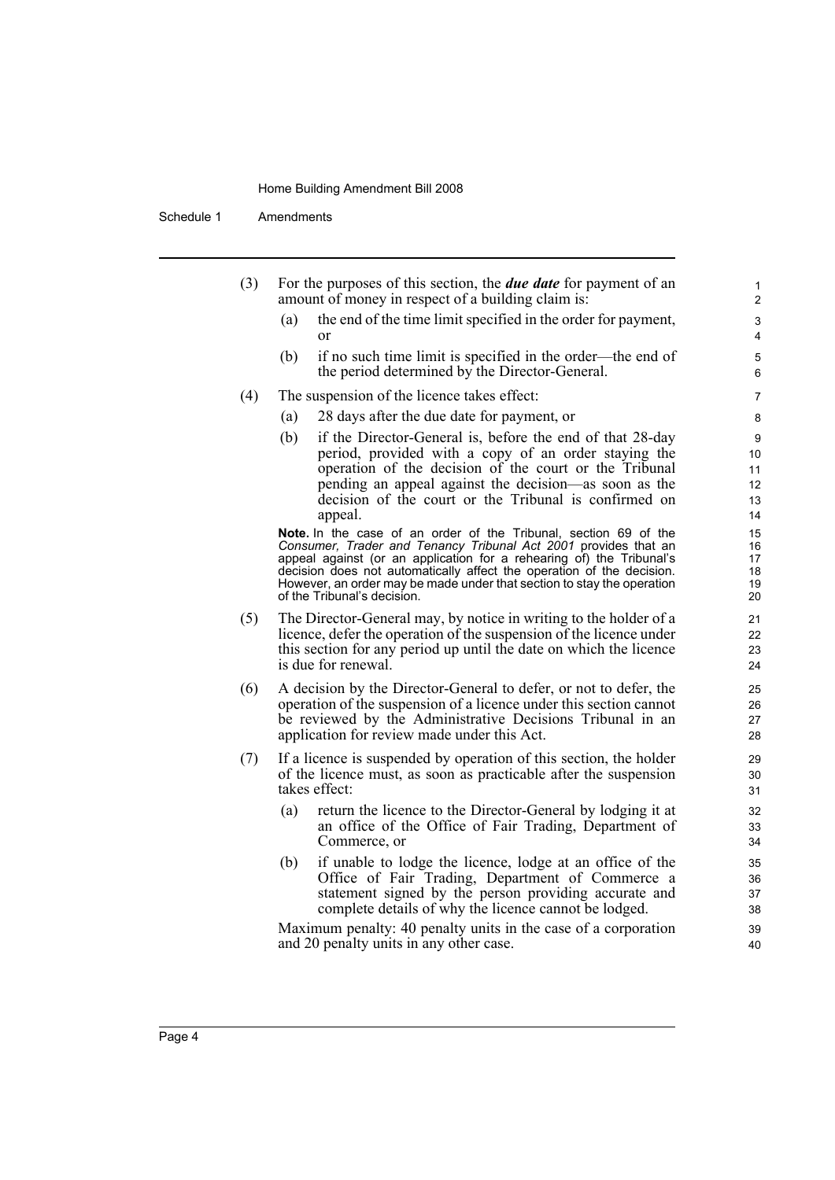(3) For the purposes of this section, the ***due date*** for payment of an amount of money in respect of a building claim is:

(a) the end of the time limit specified in the order for payment, or

(b) if no such time limit is specified in the order—the end of the period determined by the Director-General.

(4) The suspension of the licence takes effect:

(a) 28 days after the due date for payment, or

(b) if the Director-General is, before the end of that 28-day period, provided with a copy of an order staying the operation of the decision of the court or the Tribunal pending an appeal against the decision—as soon as the decision of the court or the Tribunal is confirmed on appeal.

**Note.** In the case of an order of the Tribunal, section 69 of the *Consumer, Trader and Tenancy Tribunal Act 2001* provides that an appeal against (or an application for a rehearing of) the Tribunal's decision does not automatically affect the operation of the decision. However, an order may be made under that section to stay the operation of the Tribunal's decision.

(5) The Director-General may, by notice in writing to the holder of a licence, defer the operation of the suspension of the licence under this section for any period up until the date on which the licence is due for renewal.

(6) A decision by the Director-General to defer, or not to defer, the operation of the suspension of a licence under this section cannot be reviewed by the Administrative Decisions Tribunal in an application for review made under this Act.

(7) If a licence is suspended by operation of this section, the holder of the licence must, as soon as practicable after the suspension takes effect:

(a) return the licence to the Director-General by lodging it at an office of the Office of Fair Trading, Department of Commerce, or

(b) if unable to lodge the licence, lodge at an office of the Office of Fair Trading, Department of Commerce a statement signed by the person providing accurate and complete details of why the licence cannot be lodged.

Maximum penalty: 40 penalty units in the case of a corporation and 20 penalty units in any other case.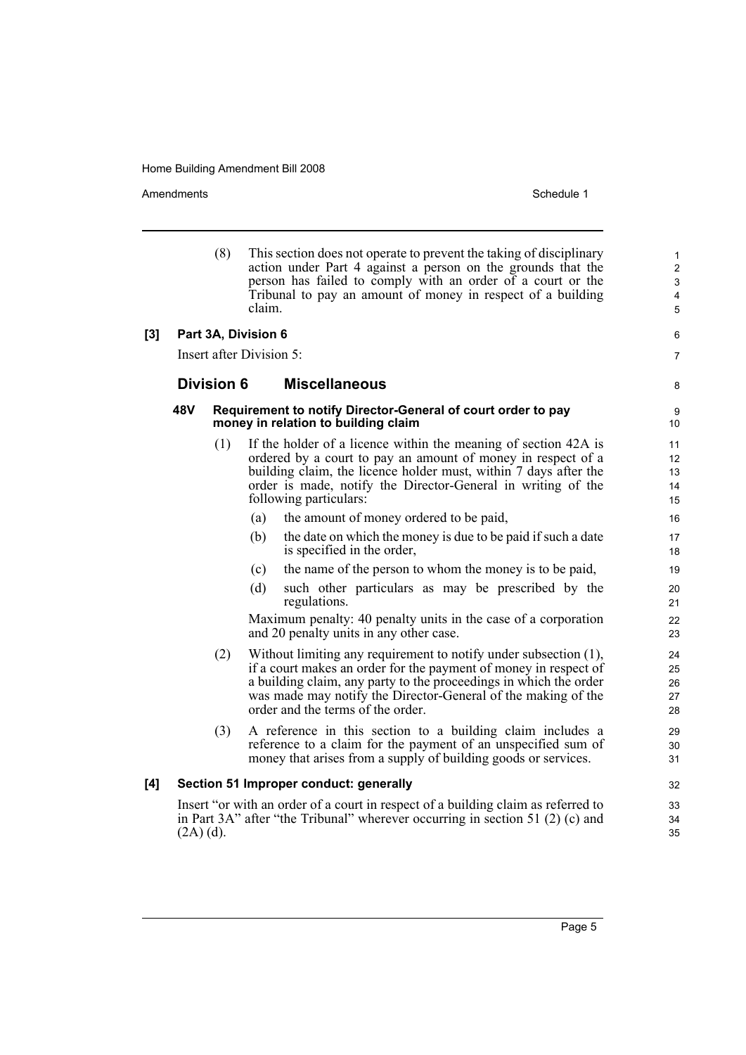(8) This section does not operate to prevent the taking of disciplinary action under Part 4 against a person on the grounds that the person has failed to comply with an order of a court or the Tribunal to pay an amount of money in respect of a building claim.

**[3] Part 3A, Division 6**

Insert after Division 5:

## Division 6 Miscellaneous

### 48V Requirement to notify Director-General of court order to pay money in relation to building claim

(1) If the holder of a licence within the meaning of section 42A is ordered by a court to pay an amount of money in respect of a building claim, the licence holder must, within 7 days after the order is made, notify the Director-General in writing of the following particulars:

- (a) the amount of money ordered to be paid,
- (b) the date on which the money is due to be paid if such a date is specified in the order,
- (c) the name of the person to whom the money is to be paid,
- (d) such other particulars as may be prescribed by the regulations.

Maximum penalty: 40 penalty units in the case of a corporation and 20 penalty units in any other case.

(2) Without limiting any requirement to notify under subsection (1), if a court makes an order for the payment of money in respect of a building claim, any party to the proceedings in which the order was made may notify the Director-General of the making of the order and the terms of the order.

(3) A reference in this section to a building claim includes a reference to a claim for the payment of an unspecified sum of money that arises from a supply of building goods or services.

**[4] Section 51 Improper conduct: generally**

Insert "or with an order of a court in respect of a building claim as referred to in Part 3A" after "the Tribunal" wherever occurring in section 51 (2) (c) and (2A) (d).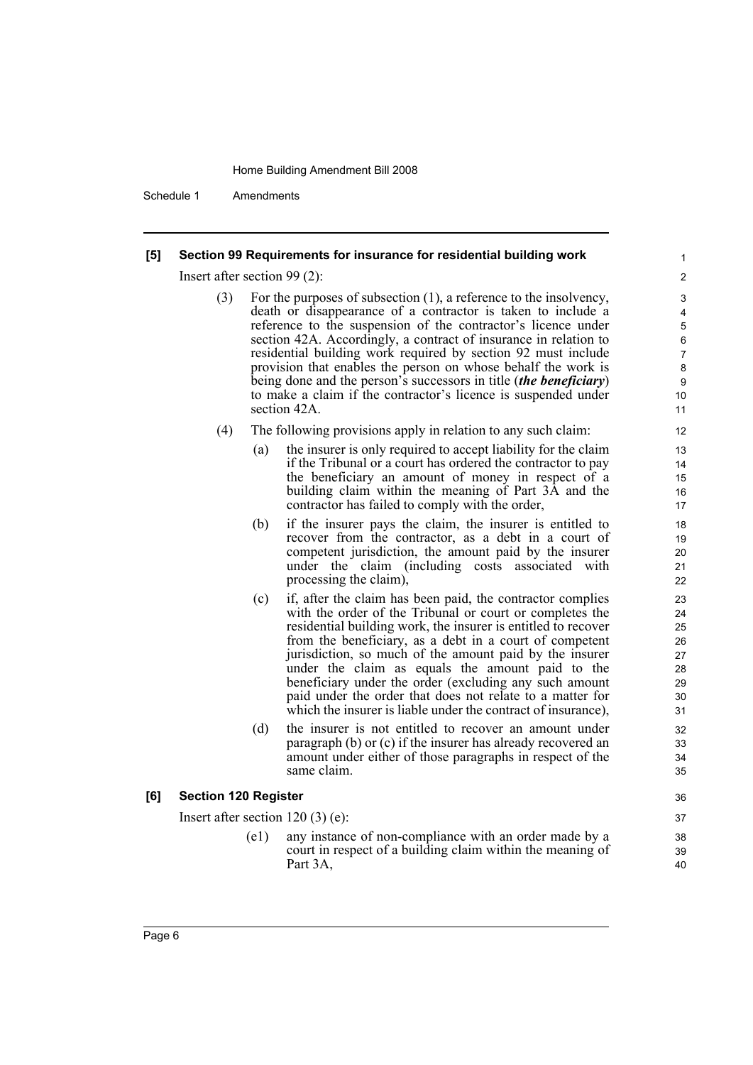**[5] Section 99 Requirements for insurance for residential building work**

Insert after section 99 (2):

(3) For the purposes of subsection (1), a reference to the insolvency, death or disappearance of a contractor is taken to include a reference to the suspension of the contractor's licence under section 42A. Accordingly, a contract of insurance in relation to residential building work required by section 92 must include provision that enables the person on whose behalf the work is being done and the person's successors in title (***the beneficiary***) to make a claim if the contractor's licence is suspended under section 42A.

(4) The following provisions apply in relation to any such claim:

(a) the insurer is only required to accept liability for the claim if the Tribunal or a court has ordered the contractor to pay the beneficiary an amount of money in respect of a building claim within the meaning of Part 3A and the contractor has failed to comply with the order,

(b) if the insurer pays the claim, the insurer is entitled to recover from the contractor, as a debt in a court of competent jurisdiction, the amount paid by the insurer under the claim (including costs associated with processing the claim),

(c) if, after the claim has been paid, the contractor complies with the order of the Tribunal or court or completes the residential building work, the insurer is entitled to recover from the beneficiary, as a debt in a court of competent jurisdiction, so much of the amount paid by the insurer under the claim as equals the amount paid to the beneficiary under the order (excluding any such amount paid under the order that does not relate to a matter for which the insurer is liable under the contract of insurance),

(d) the insurer is not entitled to recover an amount under paragraph (b) or (c) if the insurer has already recovered an amount under either of those paragraphs in respect of the same claim.

**[6] Section 120 Register**

Insert after section 120 (3) (e):

(e1) any instance of non-compliance with an order made by a court in respect of a building claim within the meaning of Part 3A,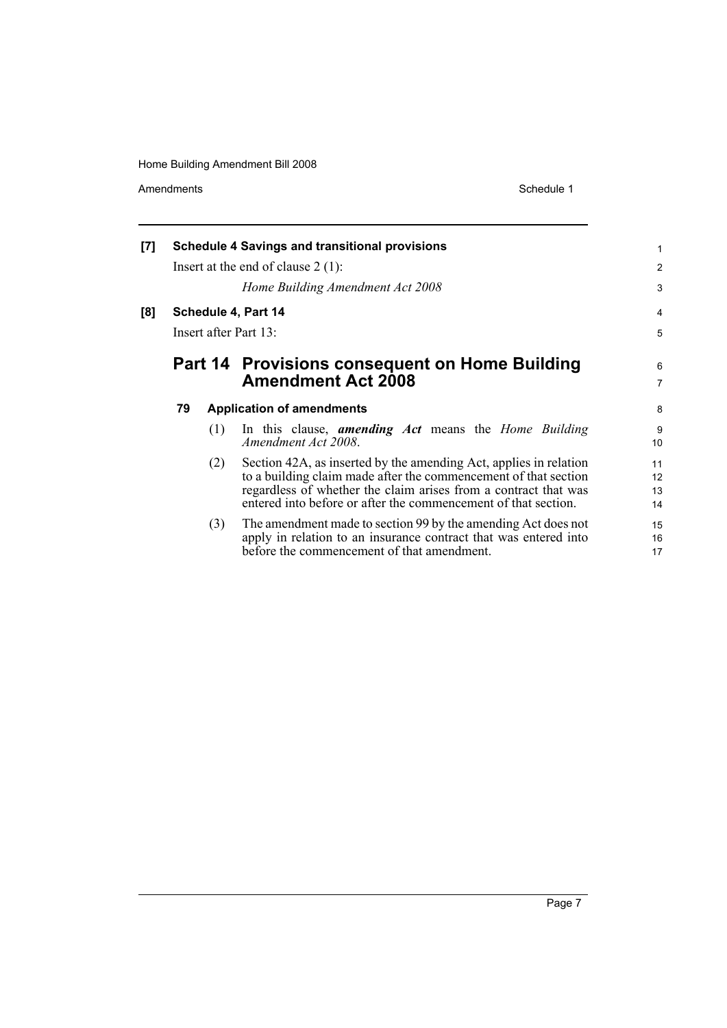**[7] Schedule 4 Savings and transitional provisions**

Insert at the end of clause 2 (1):

*Home Building Amendment Act 2008*

**[8] Schedule 4, Part 14**

Insert after Part 13:

## Part 14 Provisions consequent on Home Building Amendment Act 2008

### 79 Application of amendments

(1) In this clause, ***amending Act*** means the *Home Building Amendment Act 2008*.

(2) Section 42A, as inserted by the amending Act, applies in relation to a building claim made after the commencement of that section regardless of whether the claim arises from a contract that was entered into before or after the commencement of that section.

(3) The amendment made to section 99 by the amending Act does not apply in relation to an insurance contract that was entered into before the commencement of that amendment.